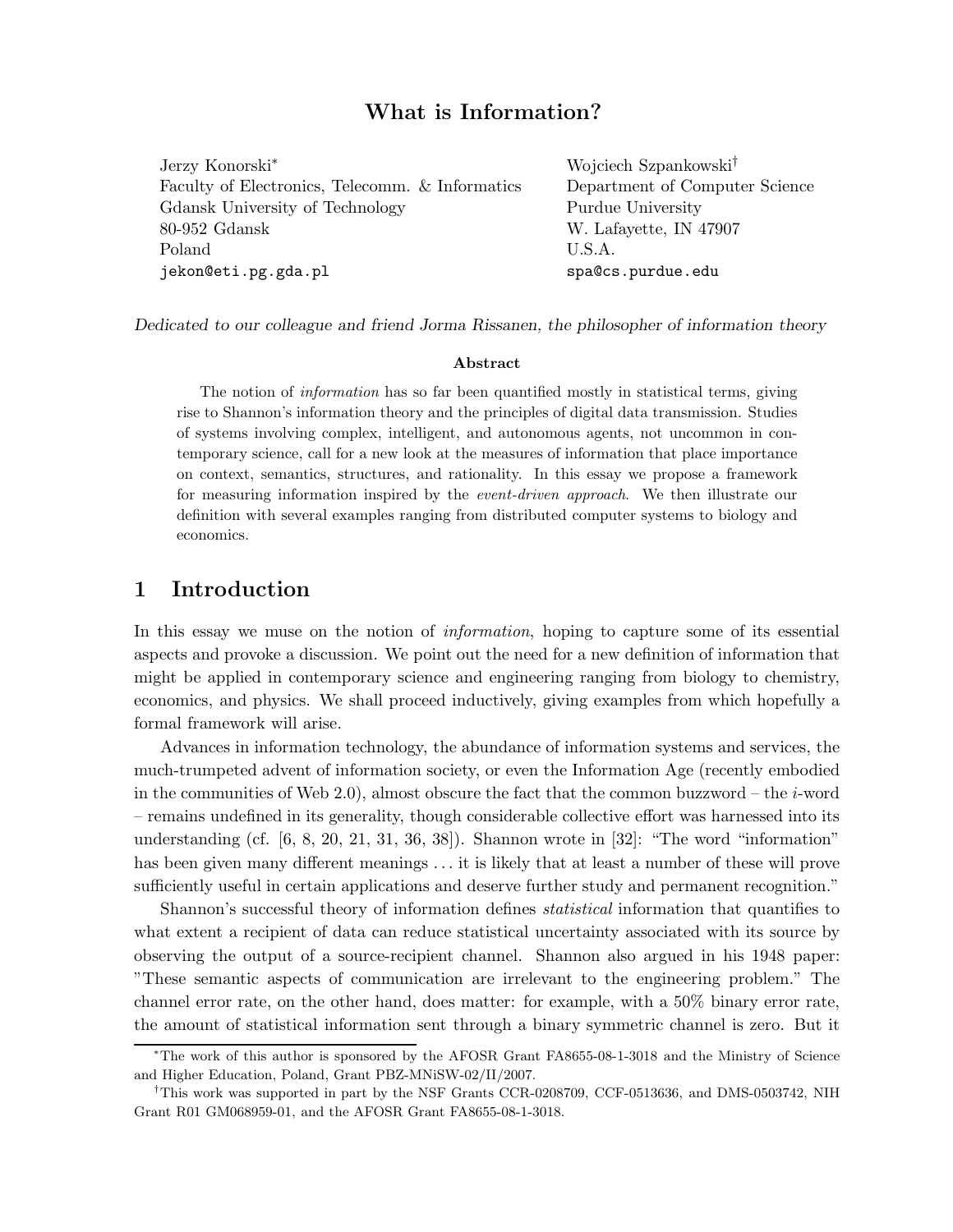# What is Information?

Jerzy Konorski*
Faculty of Electronics, Telecomm. & Informatics
Gdansk University of Technology
80-952 Gdansk
Poland
jekon@eti.pg.gda.pl

Wojciech Szpankowski†
Department of Computer Science
Purdue University
W. Lafayette, IN 47907
U.S.A.
spa@cs.purdue.edu

*Dedicated to our colleague and friend Jorma Rissanen, the philosopher of information theory*

### Abstract

The notion of *information* has so far been quantified mostly in statistical terms, giving rise to Shannon's information theory and the principles of digital data transmission. Studies of systems involving complex, intelligent, and autonomous agents, not uncommon in contemporary science, call for a new look at the measures of information that place importance on context, semantics, structures, and rationality. In this essay we propose a framework for measuring information inspired by the *event-driven approach*. We then illustrate our definition with several examples ranging from distributed computer systems to biology and economics.

## 1 Introduction

In this essay we muse on the notion of *information*, hoping to capture some of its essential aspects and provoke a discussion. We point out the need for a new definition of information that might be applied in contemporary science and engineering ranging from biology to chemistry, economics, and physics. We shall proceed inductively, giving examples from which hopefully a formal framework will arise.

Advances in information technology, the abundance of information systems and services, the much-trumpeted advent of information society, or even the Information Age (recently embodied in the communities of Web 2.0), almost obscure the fact that the common buzzword – the *i*-word – remains undefined in its generality, though considerable collective effort was harnessed into its understanding (cf. [6, 8, 20, 21, 31, 36, 38]). Shannon wrote in [32]: "The word "information" has been given many different meanings ... it is likely that at least a number of these will prove sufficiently useful in certain applications and deserve further study and permanent recognition."

Shannon's successful theory of information defines *statistical* information that quantifies to what extent a recipient of data can reduce statistical uncertainty associated with its source by observing the output of a source-recipient channel. Shannon also argued in his 1948 paper: "These semantic aspects of communication are irrelevant to the engineering problem." The channel error rate, on the other hand, does matter: for example, with a 50% binary error rate, the amount of statistical information sent through a binary symmetric channel is zero. But it

---

*The work of this author is sponsored by the AFOSR Grant FA8655-08-1-3018 and the Ministry of Science and Higher Education, Poland, Grant PBZ-MNiSW-02/II/2007.

†This work was supported in part by the NSF Grants CCR-0208709, CCF-0513636, and DMS-0503742, NIH Grant R01 GM068959-01, and the AFOSR Grant FA8655-08-1-3018.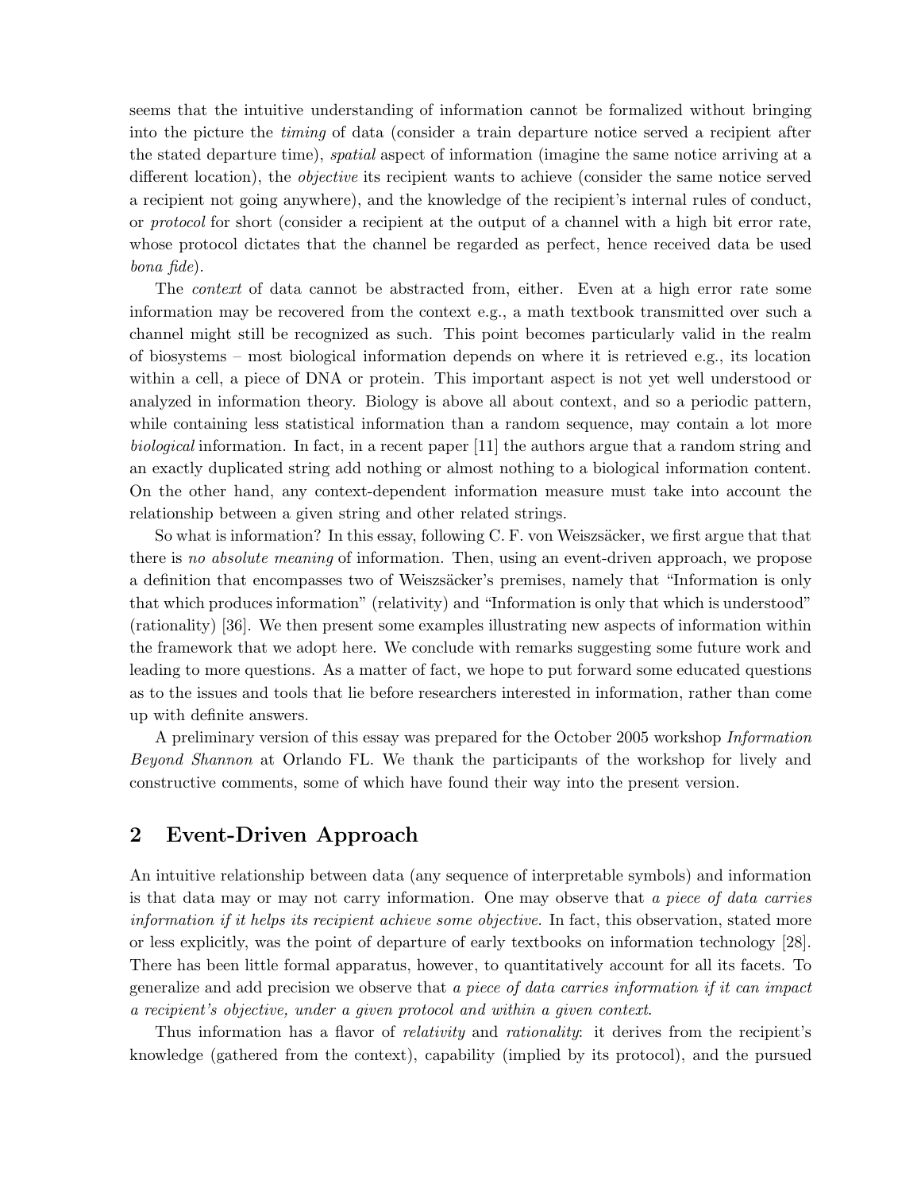seems that the intuitive understanding of information cannot be formalized without bringing into the picture the *timing* of data (consider a train departure notice served a recipient after the stated departure time), *spatial* aspect of information (imagine the same notice arriving at a different location), the *objective* its recipient wants to achieve (consider the same notice served a recipient not going anywhere), and the knowledge of the recipient's internal rules of conduct, or *protocol* for short (consider a recipient at the output of a channel with a high bit error rate, whose protocol dictates that the channel be regarded as perfect, hence received data be used *bona fide*).

The *context* of data cannot be abstracted from, either. Even at a high error rate some information may be recovered from the context e.g., a math textbook transmitted over such a channel might still be recognized as such. This point becomes particularly valid in the realm of biosystems – most biological information depends on where it is retrieved e.g., its location within a cell, a piece of DNA or protein. This important aspect is not yet well understood or analyzed in information theory. Biology is above all about context, and so a periodic pattern, while containing less statistical information than a random sequence, may contain a lot more *biological* information. In fact, in a recent paper [11] the authors argue that a random string and an exactly duplicated string add nothing or almost nothing to a biological information content. On the other hand, any context-dependent information measure must take into account the relationship between a given string and other related strings.

So what is information? In this essay, following C. F. von Weizsäcker, we first argue that that there is *no absolute meaning* of information. Then, using an event-driven approach, we propose a definition that encompasses two of Weizsäcker's premises, namely that "Information is only that which produces information" (relativity) and "Information is only that which is understood" (rationality) [36]. We then present some examples illustrating new aspects of information within the framework that we adopt here. We conclude with remarks suggesting some future work and leading to more questions. As a matter of fact, we hope to put forward some educated questions as to the issues and tools that lie before researchers interested in information, rather than come up with definite answers.

A preliminary version of this essay was prepared for the October 2005 workshop *Information Beyond Shannon* at Orlando FL. We thank the participants of the workshop for lively and constructive comments, some of which have found their way into the present version.

## 2 Event-Driven Approach

An intuitive relationship between data (any sequence of interpretable symbols) and information is that data may or may not carry information. One may observe that *a piece of data carries information if it helps its recipient achieve some objective*. In fact, this observation, stated more or less explicitly, was the point of departure of early textbooks on information technology [28]. There has been little formal apparatus, however, to quantitatively account for all its facets. To generalize and add precision we observe that *a piece of data carries information if it can impact a recipient's objective, under a given protocol and within a given context*.

Thus information has a flavor of *relativity* and *rationality*: it derives from the recipient's knowledge (gathered from the context), capability (implied by its protocol), and the pursued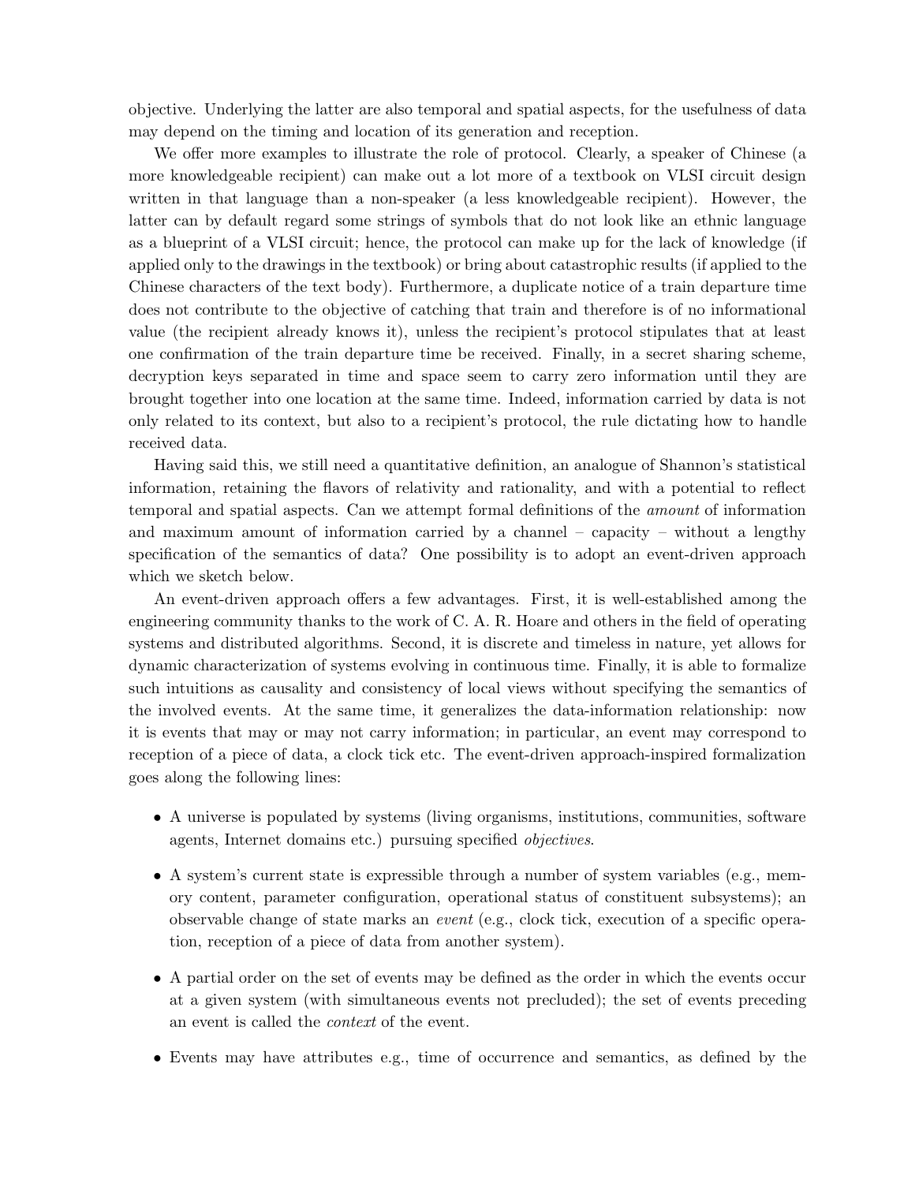objective. Underlying the latter are also temporal and spatial aspects, for the usefulness of data may depend on the timing and location of its generation and reception.

We offer more examples to illustrate the role of protocol. Clearly, a speaker of Chinese (a more knowledgeable recipient) can make out a lot more of a textbook on VLSI circuit design written in that language than a non-speaker (a less knowledgeable recipient). However, the latter can by default regard some strings of symbols that do not look like an ethnic language as a blueprint of a VLSI circuit; hence, the protocol can make up for the lack of knowledge (if applied only to the drawings in the textbook) or bring about catastrophic results (if applied to the Chinese characters of the text body). Furthermore, a duplicate notice of a train departure time does not contribute to the objective of catching that train and therefore is of no informational value (the recipient already knows it), unless the recipient's protocol stipulates that at least one confirmation of the train departure time be received. Finally, in a secret sharing scheme, decryption keys separated in time and space seem to carry zero information until they are brought together into one location at the same time. Indeed, information carried by data is not only related to its context, but also to a recipient's protocol, the rule dictating how to handle received data.

Having said this, we still need a quantitative definition, an analogue of Shannon's statistical information, retaining the flavors of relativity and rationality, and with a potential to reflect temporal and spatial aspects. Can we attempt formal definitions of the *amount* of information and maximum amount of information carried by a channel – capacity – without a lengthy specification of the semantics of data? One possibility is to adopt an event-driven approach which we sketch below.

An event-driven approach offers a few advantages. First, it is well-established among the engineering community thanks to the work of C. A. R. Hoare and others in the field of operating systems and distributed algorithms. Second, it is discrete and timeless in nature, yet allows for dynamic characterization of systems evolving in continuous time. Finally, it is able to formalize such intuitions as causality and consistency of local views without specifying the semantics of the involved events. At the same time, it generalizes the data-information relationship: now it is events that may or may not carry information; in particular, an event may correspond to reception of a piece of data, a clock tick etc. The event-driven approach-inspired formalization goes along the following lines:

- A universe is populated by systems (living organisms, institutions, communities, software agents, Internet domains etc.) pursuing specified *objectives*.
- A system's current state is expressible through a number of system variables (e.g., memory content, parameter configuration, operational status of constituent subsystems); an observable change of state marks an *event* (e.g., clock tick, execution of a specific operation, reception of a piece of data from another system).
- A partial order on the set of events may be defined as the order in which the events occur at a given system (with simultaneous events not precluded); the set of events preceding an event is called the *context* of the event.
- Events may have attributes e.g., time of occurrence and semantics, as defined by the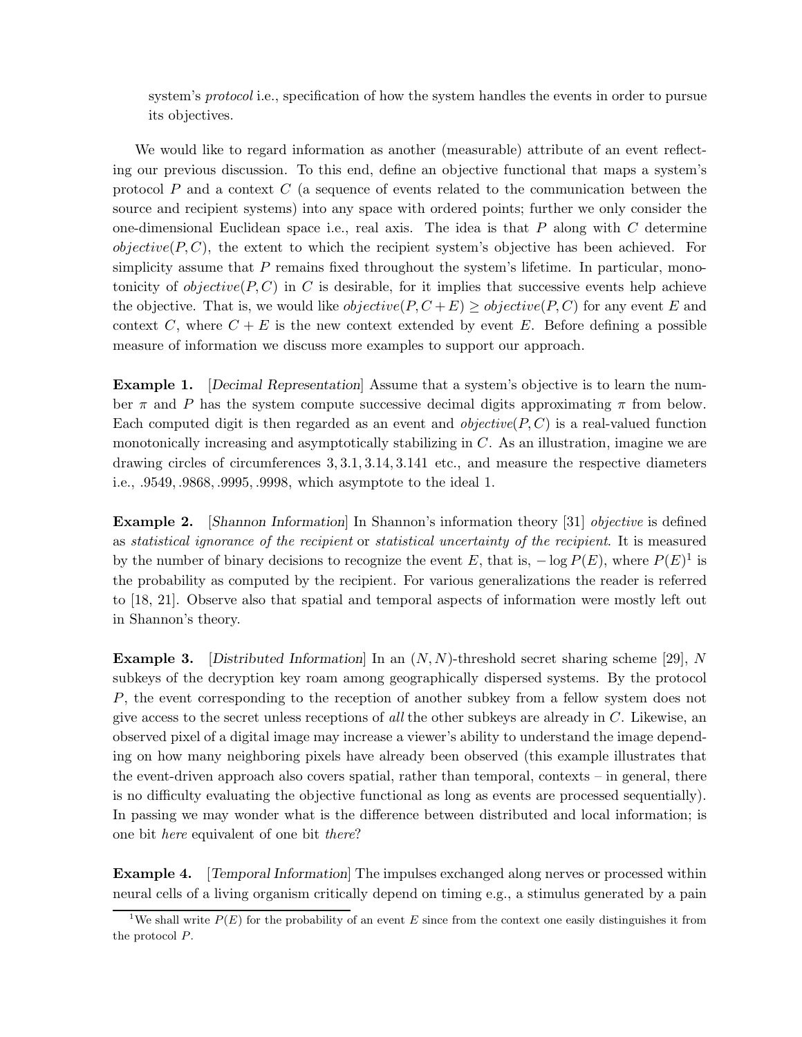system's *protocol* i.e., specification of how the system handles the events in order to pursue its objectives.

We would like to regard information as another (measurable) attribute of an event reflecting our previous discussion. To this end, define an objective functional that maps a system's protocol $P$ and a context $C$ (a sequence of events related to the communication between the source and recipient systems) into any space with ordered points; further we only consider the one-dimensional Euclidean space i.e., real axis. The idea is that $P$ along with $C$ determine $objective(P, C)$, the extent to which the recipient system's objective has been achieved. For simplicity assume that $P$ remains fixed throughout the system's lifetime. In particular, monotonicity of $objective(P, C)$ in $C$ is desirable, for it implies that successive events help achieve the objective. That is, we would like $objective(P, C + E) \geq objective(P, C)$ for any event $E$ and context $C$, where $C + E$ is the new context extended by event $E$. Before defining a possible measure of information we discuss more examples to support our approach.

**Example 1.** [*Decimal Representation*] Assume that a system's objective is to learn the number $\pi$ and $P$ has the system compute successive decimal digits approximating $\pi$ from below. Each computed digit is then regarded as an event and $objective(P, C)$ is a real-valued function monotonically increasing and asymptotically stabilizing in $C$. As an illustration, imagine we are drawing circles of circumferences $3, 3.1, 3.14, 3.141$ etc., and measure the respective diameters i.e., $.9549, .9868, .9995, .9998$, which asymptote to the ideal 1.

**Example 2.** [*Shannon Information*] In Shannon's information theory [31] *objective* is defined as *statistical ignorance of the recipient* or *statistical uncertainty of the recipient*. It is measured by the number of binary decisions to recognize the event $E$, that is, $-\log P(E)$, where $P(E)$[1] is the probability as computed by the recipient. For various generalizations the reader is referred to [18, 21]. Observe also that spatial and temporal aspects of information were mostly left out in Shannon's theory.

**Example 3.** [*Distributed Information*] In an $(N, N)$-threshold secret sharing scheme [29], $N$ subkeys of the decryption key roam among geographically dispersed systems. By the protocol $P$, the event corresponding to the reception of another subkey from a fellow system does not give access to the secret unless receptions of *all* the other subkeys are already in $C$. Likewise, an observed pixel of a digital image may increase a viewer's ability to understand the image depending on how many neighboring pixels have already been observed (this example illustrates that the event-driven approach also covers spatial, rather than temporal, contexts – in general, there is no difficulty evaluating the objective functional as long as events are processed sequentially). In passing we may wonder what is the difference between distributed and local information; is one bit *here* equivalent of one bit *there*?

**Example 4.** [*Temporal Information*] The impulses exchanged along nerves or processed within neural cells of a living organism critically depend on timing e.g., a stimulus generated by a pain

[1] We shall write $P(E)$ for the probability of an event $E$ since from the context one easily distinguishes it from the protocol $P$.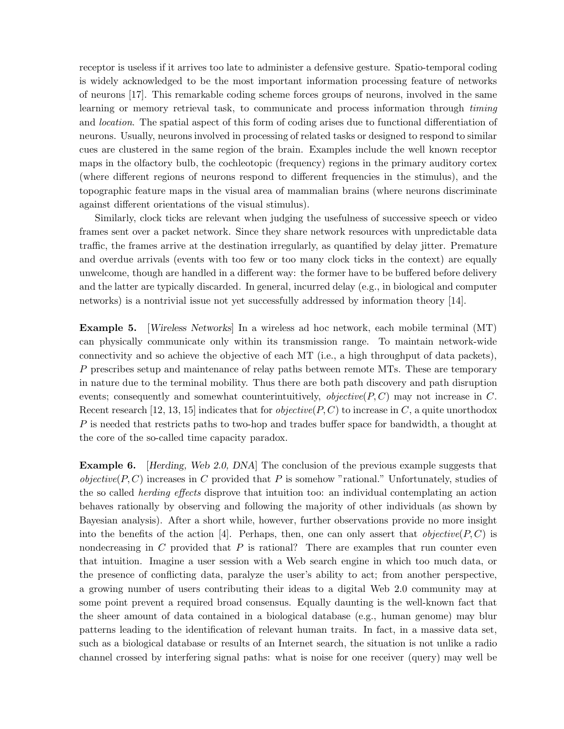receptor is useless if it arrives too late to administer a defensive gesture. Spatio-temporal coding is widely acknowledged to be the most important information processing feature of networks of neurons [17]. This remarkable coding scheme forces groups of neurons, involved in the same learning or memory retrieval task, to communicate and process information through *timing* and *location*. The spatial aspect of this form of coding arises due to functional differentiation of neurons. Usually, neurons involved in processing of related tasks or designed to respond to similar cues are clustered in the same region of the brain. Examples include the well known receptor maps in the olfactory bulb, the cochleotopic (frequency) regions in the primary auditory cortex (where different regions of neurons respond to different frequencies in the stimulus), and the topographic feature maps in the visual area of mammalian brains (where neurons discriminate against different orientations of the visual stimulus).

Similarly, clock ticks are relevant when judging the usefulness of successive speech or video frames sent over a packet network. Since they share network resources with unpredictable data traffic, the frames arrive at the destination irregularly, as quantified by delay jitter. Premature and overdue arrivals (events with too few or too many clock ticks in the context) are equally unwelcome, though are handled in a different way: the former have to be buffered before delivery and the latter are typically discarded. In general, incurred delay (e.g., in biological and computer networks) is a nontrivial issue not yet successfully addressed by information theory [14].

**Example 5.** [*Wireless Networks*] In a wireless ad hoc network, each mobile terminal (MT) can physically communicate only within its transmission range. To maintain network-wide connectivity and so achieve the objective of each MT (i.e., a high throughput of data packets), $P$ prescribes setup and maintenance of relay paths between remote MTs. These are temporary in nature due to the terminal mobility. Thus there are both path discovery and path disruption events; consequently and somewhat counterintuitively, *objective*$(P, C)$ may not increase in $C$. Recent research [12, 13, 15] indicates that for *objective*$(P, C)$ to increase in $C$, a quite unorthodox $P$ is needed that restricts paths to two-hop and trades buffer space for bandwidth, a thought at the core of the so-called time capacity paradox.

**Example 6.** [*Herding, Web 2.0, DNA*] The conclusion of the previous example suggests that *objective*$(P, C)$ increases in $C$ provided that $P$ is somehow "rational." Unfortunately, studies of the so called *herding effects* disprove that intuition too: an individual contemplating an action behaves rationally by observing and following the majority of other individuals (as shown by Bayesian analysis). After a short while, however, further observations provide no more insight into the benefits of the action [4]. Perhaps, then, one can only assert that *objective*$(P, C)$ is nondecreasing in $C$ provided that $P$ is rational? There are examples that run counter even that intuition. Imagine a user session with a Web search engine in which too much data, or the presence of conflicting data, paralyze the user's ability to act; from another perspective, a growing number of users contributing their ideas to a digital Web 2.0 community may at some point prevent a required broad consensus. Equally daunting is the well-known fact that the sheer amount of data contained in a biological database (e.g., human genome) may blur patterns leading to the identification of relevant human traits. In fact, in a massive data set, such as a biological database or results of an Internet search, the situation is not unlike a radio channel crossed by interfering signal paths: what is noise for one receiver (query) may well be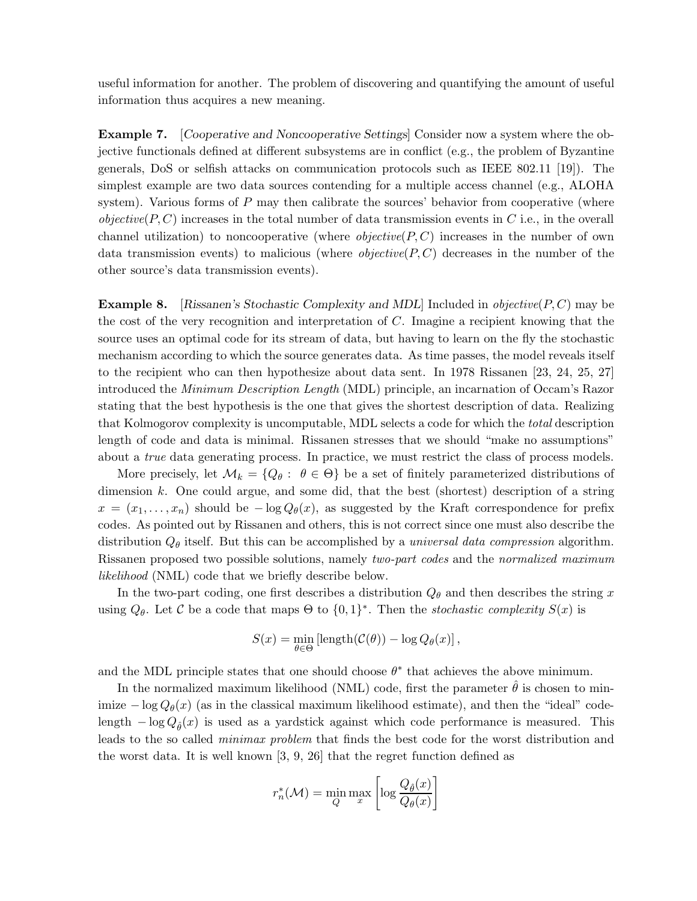useful information for another. The problem of discovering and quantifying the amount of useful information thus acquires a new meaning.

**Example 7.** [*Cooperative and Noncooperative Settings*] Consider now a system where the objective functionals defined at different subsystems are in conflict (e.g., the problem of Byzantine generals, DoS or selfish attacks on communication protocols such as IEEE 802.11 [19]). The simplest example are two data sources contending for a multiple access channel (e.g., ALOHA system). Various forms of $P$ may then calibrate the sources' behavior from cooperative (where *objective*$(P, C)$ increases in the total number of data transmission events in $C$ i.e., in the overall channel utilization) to noncooperative (where *objective*$(P, C)$ increases in the number of own data transmission events) to malicious (where *objective*$(P, C)$ decreases in the number of the other source's data transmission events).

**Example 8.** [*Rissanen's Stochastic Complexity and MDL*] Included in *objective*$(P, C)$ may be the cost of the very recognition and interpretation of $C$. Imagine a recipient knowing that the source uses an optimal code for its stream of data, but having to learn on the fly the stochastic mechanism according to which the source generates data. As time passes, the model reveals itself to the recipient who can then hypothesize about data sent. In 1978 Rissanen [23, 24, 25, 27] introduced the *Minimum Description Length* (MDL) principle, an incarnation of Occam's Razor stating that the best hypothesis is the one that gives the shortest description of data. Realizing that Kolmogorov complexity is uncomputable, MDL selects a code for which the *total* description length of code and data is minimal. Rissanen stresses that we should "make no assumptions" about a *true* data generating process. In practice, we must restrict the class of process models.

More precisely, let $\mathcal{M}_k = \{Q_\theta : \theta \in \Theta\}$ be a set of finitely parameterized distributions of dimension $k$. One could argue, and some did, that the best (shortest) description of a string $x = (x_1, \ldots, x_n)$ should be $-\log Q_\theta(x)$, as suggested by the Kraft correspondence for prefix codes. As pointed out by Rissanen and others, this is not correct since one must also describe the distribution $Q_\theta$ itself. But this can be accomplished by a *universal data compression* algorithm. Rissanen proposed two possible solutions, namely *two-part codes* and the *normalized maximum likelihood* (NML) code that we briefly describe below.

In the two-part coding, one first describes a distribution $Q_\theta$ and then describes the string $x$ using $Q_\theta$. Let $\mathcal{C}$ be a code that maps $\Theta$ to $\{0,1\}^*$. Then the *stochastic complexity* $S(x)$ is

$$S(x) = \min_{\theta \in \Theta} \left[ \text{length}(\mathcal{C}(\theta)) - \log Q_\theta(x) \right],$$

and the MDL principle states that one should choose $\theta^*$ that achieves the above minimum.

In the normalized maximum likelihood (NML) code, first the parameter $\hat{\theta}$ is chosen to minimize $-\log Q_\theta(x)$ (as in the classical maximum likelihood estimate), and then the "ideal" code-length $-\log Q_{\hat{\theta}}(x)$ is used as a yardstick against which code performance is measured. This leads to the so called *minimax problem* that finds the best code for the worst distribution and the worst data. It is well known [3, 9, 26] that the regret function defined as

$$r_n^*(\mathcal{M}) = \min_Q \max_x \left[ \log \frac{Q_{\hat{\theta}}(x)}{Q_\theta(x)} \right]$$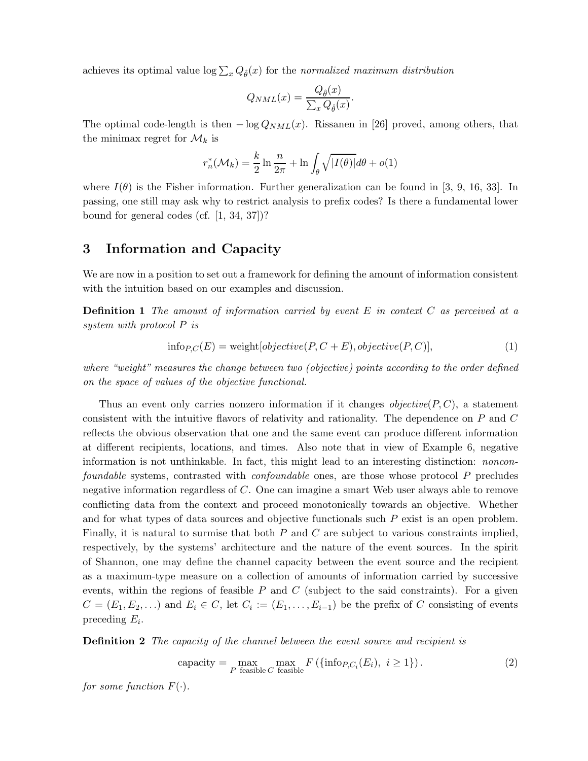achieves its optimal value $\log \sum_x Q_{\hat{\theta}}(x)$ for the *normalized maximum distribution*

$$Q_{NML}(x) = \frac{Q_{\hat{\theta}}(x)}{\sum_x Q_{\hat{\theta}}(x)}.$$

The optimal code-length is then $-\log Q_{NML}(x)$. Rissanen in [26] proved, among others, that the minimax regret for $\mathcal{M}_k$ is

$$r_n^*(\mathcal{M}_k) = \frac{k}{2} \ln \frac{n}{2\pi} + \ln \int_\theta \sqrt{|I(\theta)|} d\theta + o(1)$$

where $I(\theta)$ is the Fisher information. Further generalization can be found in [3, 9, 16, 33]. In passing, one still may ask why to restrict analysis to prefix codes? Is there a fundamental lower bound for general codes (cf. [1, 34, 37])?

# 3 Information and Capacity

We are now in a position to set out a framework for defining the amount of information consistent with the intuition based on our examples and discussion.

**Definition 1** *The amount of information carried by event $E$ in context $C$ as perceived at a system with protocol $P$ is*

$$\text{info}_{P,C}(E) = \text{weight}[objective(P, C + E), objective(P, C)], \tag{1}$$

*where "weight" measures the change between two (objective) points according to the order defined on the space of values of the objective functional.*

Thus an event only carries nonzero information if it changes *objective*$(P, C)$, a statement consistent with the intuitive flavors of relativity and rationality. The dependence on $P$ and $C$ reflects the obvious observation that one and the same event can produce different information at different recipients, locations, and times. Also note that in view of Example 6, negative information is not unthinkable. In fact, this might lead to an interesting distinction: *nonconfoundable* systems, contrasted with *confoundable* ones, are those whose protocol $P$ precludes negative information regardless of $C$. One can imagine a smart Web user always able to remove conflicting data from the context and proceed monotonically towards an objective. Whether and for what types of data sources and objective functionals such $P$ exist is an open problem. Finally, it is natural to surmise that both $P$ and $C$ are subject to various constraints implied, respectively, by the systems' architecture and the nature of the event sources. In the spirit of Shannon, one may define the channel capacity between the event source and the recipient as a maximum-type measure on a collection of amounts of information carried by successive events, within the regions of feasible $P$ and $C$ (subject to the said constraints). For a given $C = (E_1, E_2, \ldots)$ and $E_i \in C$, let $C_i := (E_1, \ldots, E_{i-1})$ be the prefix of $C$ consisting of events preceding $E_i$.

**Definition 2** *The capacity of the channel between the event source and recipient is*

$$\text{capacity} = \max_{P \text{ feasible}} \max_{C \text{ feasible}} F\left(\{\text{info}_{P,C_i}(E_i),\ i \geq 1\}\right). \tag{2}$$

*for some function $F(\cdot)$.*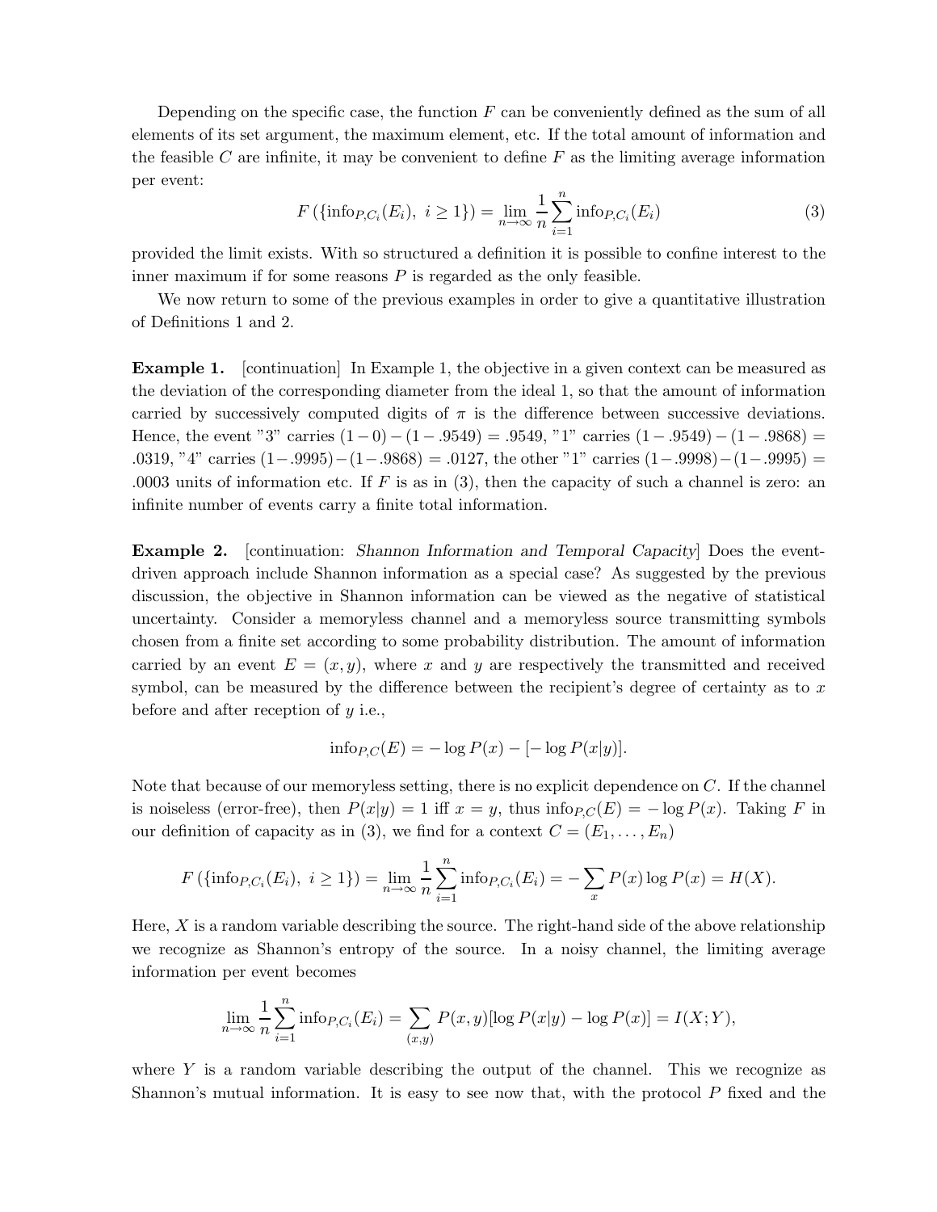Depending on the specific case, the function $F$ can be conveniently defined as the sum of all elements of its set argument, the maximum element, etc. If the total amount of information and the feasible $C$ are infinite, it may be convenient to define $F$ as the limiting average information per event:

$$F\left(\{\text{info}_{P,C_i}(E_i),\ i \geq 1\}\right) = \lim_{n\to\infty} \frac{1}{n}\sum_{i=1}^{n} \text{info}_{P,C_i}(E_i) \tag{3}$$

provided the limit exists. With so structured a definition it is possible to confine interest to the inner maximum if for some reasons $P$ is regarded as the only feasible.

We now return to some of the previous examples in order to give a quantitative illustration of Definitions 1 and 2.

**Example 1.** [continuation] In Example 1, the objective in a given context can be measured as the deviation of the corresponding diameter from the ideal 1, so that the amount of information carried by successively computed digits of $\pi$ is the difference between successive deviations. Hence, the event "3" carries $(1-0)-(1-.9549) = .9549$, "1" carries $(1-.9549)-(1-.9868) = .0319$, "4" carries $(1-.9995)-(1-.9868) = .0127$, the other "1" carries $(1-.9998)-(1-.9995) = .0003$ units of information etc. If $F$ is as in (3), then the capacity of such a channel is zero: an infinite number of events carry a finite total information.

**Example 2.** [continuation: *Shannon Information and Temporal Capacity*] Does the event-driven approach include Shannon information as a special case? As suggested by the previous discussion, the objective in Shannon information can be viewed as the negative of statistical uncertainty. Consider a memoryless channel and a memoryless source transmitting symbols chosen from a finite set according to some probability distribution. The amount of information carried by an event $E = (x, y)$, where $x$ and $y$ are respectively the transmitted and received symbol, can be measured by the difference between the recipient's degree of certainty as to $x$ before and after reception of $y$ i.e.,

$$\text{info}_{P,C}(E) = -\log P(x) - [-\log P(x|y)].$$

Note that because of our memoryless setting, there is no explicit dependence on $C$. If the channel is noiseless (error-free), then $P(x|y) = 1$ iff $x = y$, thus $\text{info}_{P,C}(E) = -\log P(x)$. Taking $F$ in our definition of capacity as in (3), we find for a context $C = (E_1, \ldots, E_n)$

$$F\left(\{\text{info}_{P,C_i}(E_i),\ i \geq 1\}\right) = \lim_{n\to\infty} \frac{1}{n}\sum_{i=1}^{n} \text{info}_{P,C_i}(E_i) = -\sum_{x} P(x)\log P(x) = H(X).$$

Here, $X$ is a random variable describing the source. The right-hand side of the above relationship we recognize as Shannon's entropy of the source. In a noisy channel, the limiting average information per event becomes

$$\lim_{n\to\infty} \frac{1}{n}\sum_{i=1}^{n} \text{info}_{P,C_i}(E_i) = \sum_{(x,y)} P(x,y)[\log P(x|y) - \log P(x)] = I(X;Y),$$

where $Y$ is a random variable describing the output of the channel. This we recognize as Shannon's mutual information. It is easy to see now that, with the protocol $P$ fixed and the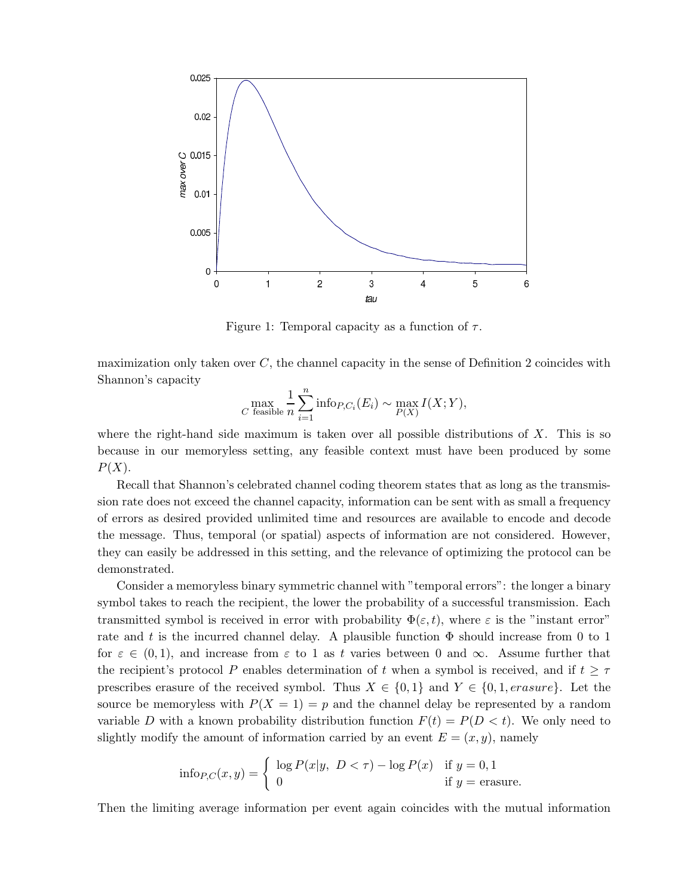Figure 1: Temporal capacity as a function of $\tau$.

maximization only taken over $C$, the channel capacity in the sense of Definition 2 coincides with Shannon's capacity

$$\max_{C \text{ feasible}} \frac{1}{n} \sum_{i=1}^{n} \text{info}_{P,C_i}(E_i) \sim \max_{P(X)} I(X;Y),$$

where the right-hand side maximum is taken over all possible distributions of $X$. This is so because in our memoryless setting, any feasible context must have been produced by some $P(X)$.

Recall that Shannon's celebrated channel coding theorem states that as long as the transmission rate does not exceed the channel capacity, information can be sent with as small a frequency of errors as desired provided unlimited time and resources are available to encode and decode the message. Thus, temporal (or spatial) aspects of information are not considered. However, they can easily be addressed in this setting, and the relevance of optimizing the protocol can be demonstrated.

Consider a memoryless binary symmetric channel with "temporal errors": the longer a binary symbol takes to reach the recipient, the lower the probability of a successful transmission. Each transmitted symbol is received in error with probability $\Phi(\varepsilon, t)$, where $\varepsilon$ is the "instant error" rate and $t$ is the incurred channel delay. A plausible function $\Phi$ should increase from 0 to 1 for $\varepsilon \in (0,1)$, and increase from $\varepsilon$ to 1 as $t$ varies between 0 and $\infty$. Assume further that the recipient's protocol $P$ enables determination of $t$ when a symbol is received, and if $t \geq \tau$ prescribes erasure of the received symbol. Thus $X \in \{0,1\}$ and $Y \in \{0, 1, erasure\}$. Let the source be memoryless with $P(X = 1) = p$ and the channel delay be represented by a random variable $D$ with a known probability distribution function $F(t) = P(D < t)$. We only need to slightly modify the amount of information carried by an event $E = (x, y)$, namely

$$\text{info}_{P,C}(x,y) = \begin{cases} \log P(x|y,\ D < \tau) - \log P(x) & \text{if } y = 0, 1 \\ 0 & \text{if } y = \text{erasure.} \end{cases}$$

Then the limiting average information per event again coincides with the mutual information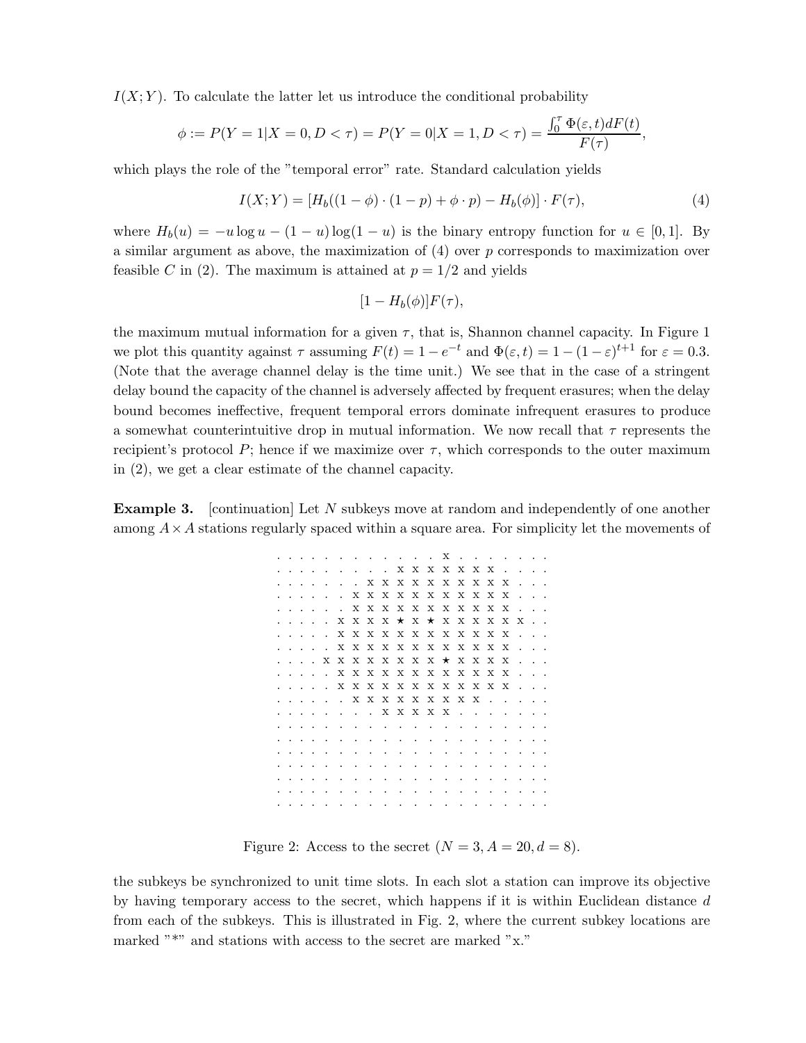$I(X;Y)$. To calculate the latter let us introduce the conditional probability

$$\phi := P(Y = 1|X = 0, D < \tau) = P(Y = 0|X = 1, D < \tau) = \frac{\int_0^\tau \Phi(\varepsilon, t) dF(t)}{F(\tau)},$$

which plays the role of the "temporal error" rate. Standard calculation yields

$$I(X;Y) = [H_b((1-\phi)\cdot(1-p) + \phi \cdot p) - H_b(\phi)] \cdot F(\tau), \tag{4}$$

where $H_b(u) = -u \log u - (1-u)\log(1-u)$ is the binary entropy function for $u \in [0,1]$. By a similar argument as above, the maximization of (4) over $p$ corresponds to maximization over feasible $C$ in (2). The maximum is attained at $p = 1/2$ and yields

$$[1 - H_b(\phi)]F(\tau),$$

the maximum mutual information for a given $\tau$, that is, Shannon channel capacity. In Figure 1 we plot this quantity against $\tau$ assuming $F(t) = 1 - e^{-t}$ and $\Phi(\varepsilon, t) = 1 - (1-\varepsilon)^{t+1}$ for $\varepsilon = 0.3$. (Note that the average channel delay is the time unit.) We see that in the case of a stringent delay bound the capacity of the channel is adversely affected by frequent erasures; when the delay bound becomes ineffective, frequent temporal errors dominate infrequent erasures to produce a somewhat counterintuitive drop in mutual information. We now recall that $\tau$ represents the recipient's protocol $P$; hence if we maximize over $\tau$, which corresponds to the outer maximum in (2), we get a clear estimate of the channel capacity.

**Example 3.** [continuation] Let $N$ subkeys move at random and independently of one another among $A \times A$ stations regularly spaced within a square area. For simplicity let the movements of

```
. . . . . . . . . . . . x . . . . . . .
. . . . . . . . . x x x x x x x . . . .
. . . . . . . x x x x x x x x x x . . .
. . . . . . x x x x x x x x x x x . . .
. . . . . . x x x x x x x x x x x . . .
. . . . . x x x x ★ x ★ x x x x x x . .
. . . . . x x x x x x x x x x x x . . .
. . . . . x x x x x x x x x x x x . . .
. . . . x x x x x x x x ★ x x x x . . .
. . . . . x x x x x x x x x x x x . . .
. . . . . x x x x x x x x x x x x . . .
. . . . . . x x x x x x x x x . . . . .
. . . . . . . . x x x x x . . . . . . .
. . . . . . . . . . . . . . . . . . . .
. . . . . . . . . . . . . . . . . . . .
. . . . . . . . . . . . . . . . . . . .
. . . . . . . . . . . . . . . . . . . .
. . . . . . . . . . . . . . . . . . . .
. . . . . . . . . . . . . . . . . . . .
. . . . . . . . . . . . . . . . . . . .
```

Figure 2: Access to the secret ($N = 3, A = 20, d = 8$).

the subkeys be synchronized to unit time slots. In each slot a station can improve its objective by having temporary access to the secret, which happens if it is within Euclidean distance $d$ from each of the subkeys. This is illustrated in Fig. 2, where the current subkey locations are marked "*" and stations with access to the secret are marked "x."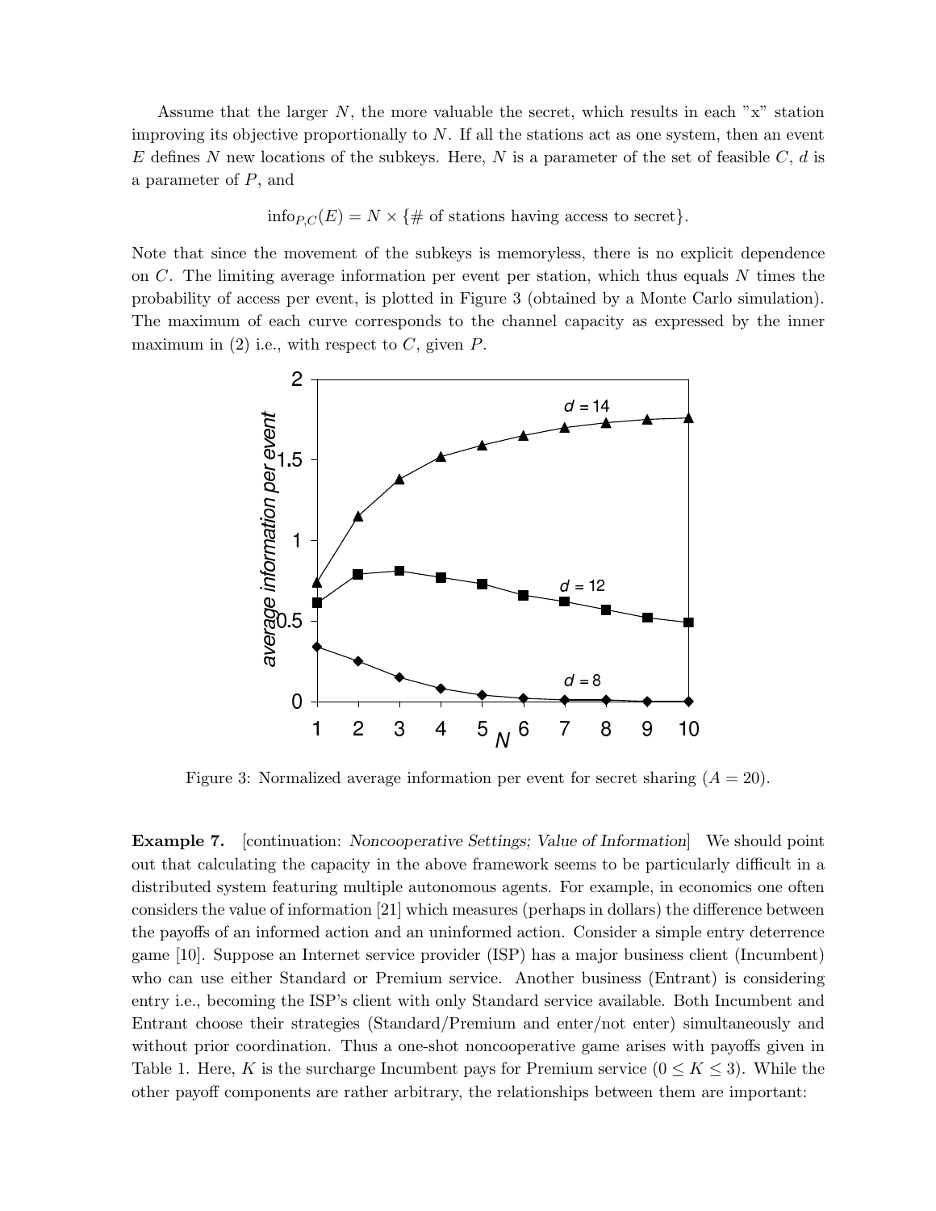Assume that the larger $N$, the more valuable the secret, which results in each "x" station improving its objective proportionally to $N$. If all the stations act as one system, then an event $E$ defines $N$ new locations of the subkeys. Here, $N$ is a parameter of the set of feasible $C$, $d$ is a parameter of $P$, and

$$\text{info}_{P,C}(E) = N \times \{\# \text{ of stations having access to secret}\}.$$

Note that since the movement of the subkeys is memoryless, there is no explicit dependence on $C$. The limiting average information per event per station, which thus equals $N$ times the probability of access per event, is plotted in Figure 3 (obtained by a Monte Carlo simulation). The maximum of each curve corresponds to the channel capacity as expressed by the inner maximum in (2) i.e., with respect to $C$, given $P$.

Figure 3: Normalized average information per event for secret sharing ($A = 20$).

**Example 7.** [continuation: *Noncooperative Settings; Value of Information*] We should point out that calculating the capacity in the above framework seems to be particularly difficult in a distributed system featuring multiple autonomous agents. For example, in economics one often considers the value of information [21] which measures (perhaps in dollars) the difference between the payoffs of an informed action and an uninformed action. Consider a simple entry deterrence game [10]. Suppose an Internet service provider (ISP) has a major business client (Incumbent) who can use either Standard or Premium service. Another business (Entrant) is considering entry i.e., becoming the ISP's client with only Standard service available. Both Incumbent and Entrant choose their strategies (Standard/Premium and enter/not enter) simultaneously and without prior coordination. Thus a one-shot noncooperative game arises with payoffs given in Table 1. Here, $K$ is the surcharge Incumbent pays for Premium service ($0 \leq K \leq 3$). While the other payoff components are rather arbitrary, the relationships between them are important: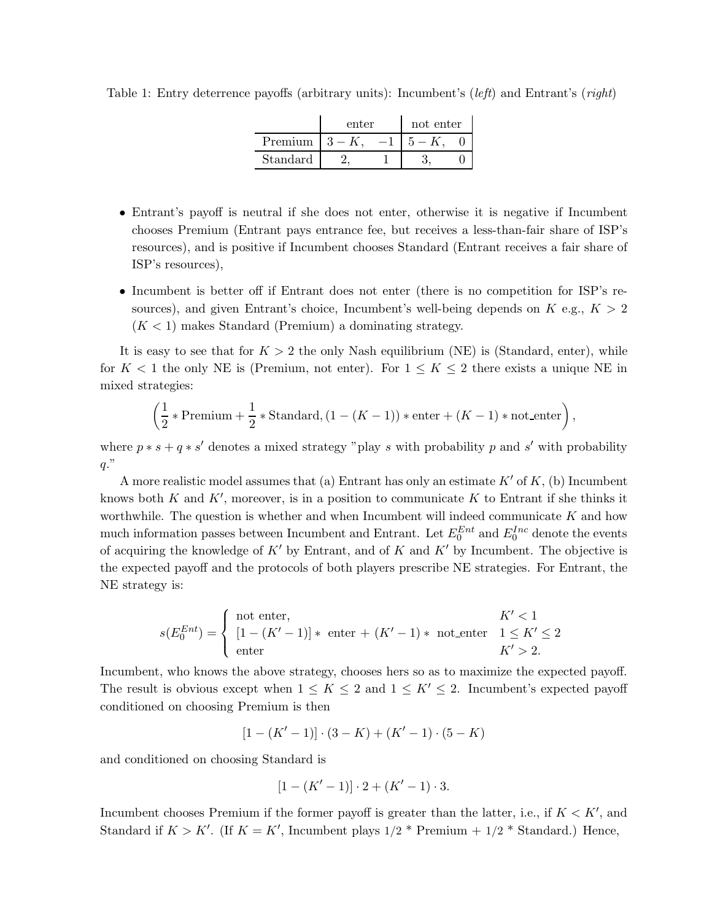Table 1: Entry deterrence payoffs (arbitrary units): Incumbent's (*left*) and Entrant's (*right*)

| | enter | | not enter | |
|---|---|---|---|---|
| Premium | $3-K$, | $-1$ | $5-K$, | 0 |
| Standard | 2, | 1 | 3, | 0 |

- Entrant's payoff is neutral if she does not enter, otherwise it is negative if Incumbent chooses Premium (Entrant pays entrance fee, but receives a less-than-fair share of ISP's resources), and is positive if Incumbent chooses Standard (Entrant receives a fair share of ISP's resources),
- Incumbent is better off if Entrant does not enter (there is no competition for ISP's resources), and given Entrant's choice, Incumbent's well-being depends on $K$ e.g., $K > 2$ ($K < 1$) makes Standard (Premium) a dominating strategy.

It is easy to see that for $K > 2$ the only Nash equilibrium (NE) is (Standard, enter), while for $K < 1$ the only NE is (Premium, not enter). For $1 \leq K \leq 2$ there exists a unique NE in mixed strategies:

$$\left(\frac{1}{2} * \text{Premium} + \frac{1}{2} * \text{Standard}, (1-(K-1)) * \text{enter} + (K-1) * \text{not\_enter}\right),$$

where $p * s + q * s'$ denotes a mixed strategy "play $s$ with probability $p$ and $s'$ with probability $q$."

A more realistic model assumes that (a) Entrant has only an estimate $K'$ of $K$, (b) Incumbent knows both $K$ and $K'$, moreover, is in a position to communicate $K$ to Entrant if she thinks it worthwhile. The question is whether and when Incumbent will indeed communicate $K$ and how much information passes between Incumbent and Entrant. Let $E_0^{Ent}$ and $E_0^{Inc}$ denote the events of acquiring the knowledge of $K'$ by Entrant, and of $K$ and $K'$ by Incumbent. The objective is the expected payoff and the protocols of both players prescribe NE strategies. For Entrant, the NE strategy is:

$$s(E_0^{Ent}) = \begin{cases} \text{not enter}, & K' < 1 \\ [1-(K'-1)] * \text{ enter } + (K'-1) * \text{ not\_enter} & 1 \leq K' \leq 2 \\ \text{enter} & K' > 2. \end{cases}$$

Incumbent, who knows the above strategy, chooses hers so as to maximize the expected payoff. The result is obvious except when $1 \leq K \leq 2$ and $1 \leq K' \leq 2$. Incumbent's expected payoff conditioned on choosing Premium is then

$$[1-(K'-1)] \cdot (3-K) + (K'-1) \cdot (5-K)$$

and conditioned on choosing Standard is

$$[1-(K'-1)] \cdot 2 + (K'-1) \cdot 3.$$

Incumbent chooses Premium if the former payoff is greater than the latter, i.e., if $K < K'$, and Standard if $K > K'$. (If $K = K'$, Incumbent plays $1/2$ * Premium + $1/2$ * Standard.) Hence,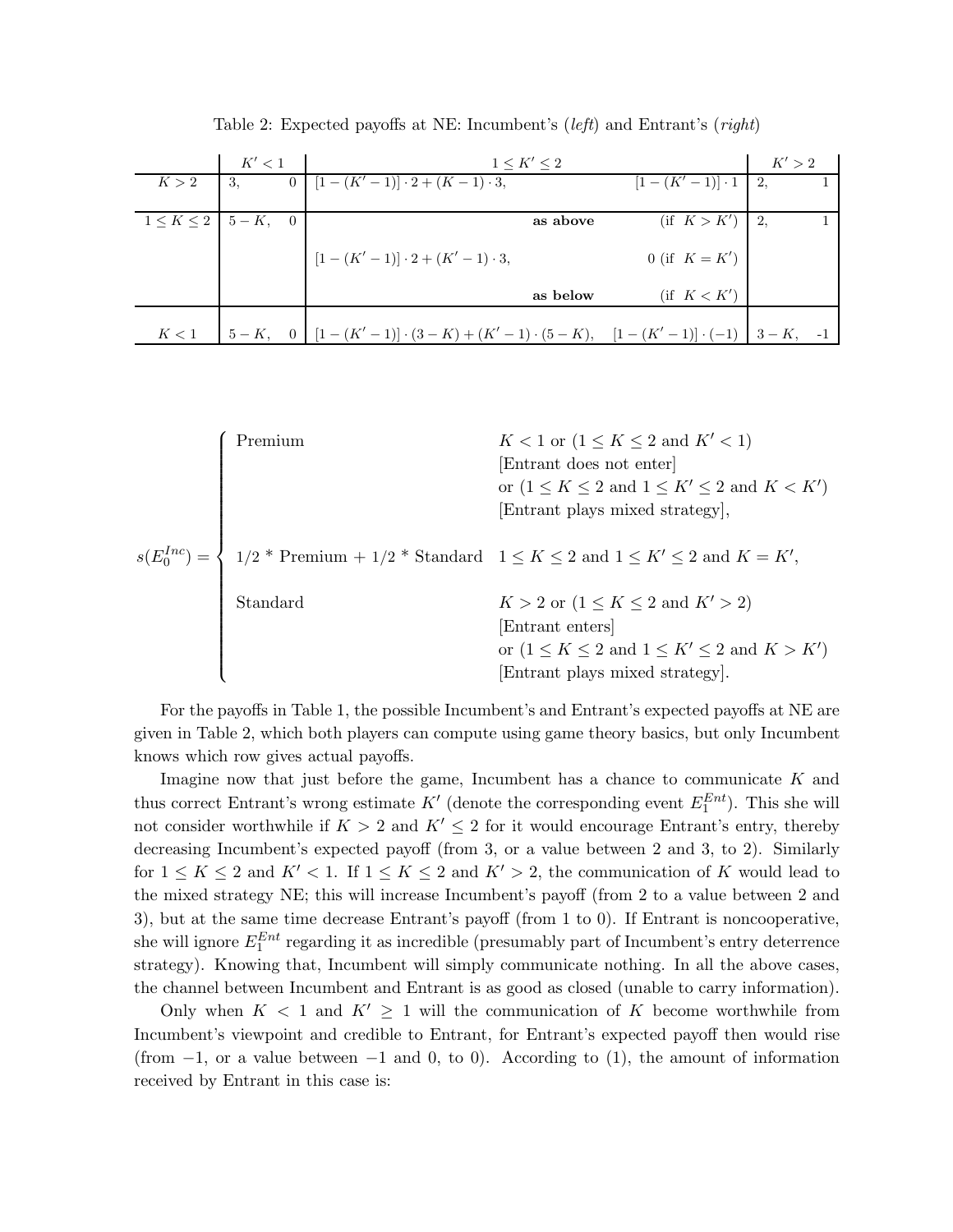Table 2: Expected payoffs at NE: Incumbent's (*left*) and Entrant's (*right*)

| | $K' < 1$ | | $1 \le K' \le 2$ | | $K' > 2$ | |
|---|---|---|---|---|---|---|
| $K > 2$ | $3,$ | $0$ | $[1-(K'-1)] \cdot 2 + (K-1) \cdot 3,$ | $[1-(K'-1)] \cdot 1$ | $2,$ | $1$ |
| $1 \le K \le 2$ | $5-K,$ | $0$ | **as above** | (if $K > K'$) | $2,$ | $1$ |
| | | | $[1-(K'-1)] \cdot 2 + (K'-1) \cdot 3,$ | $0$ (if $K = K'$) | | |
| | | | **as below** | (if $K < K'$) | | |
| $K < 1$ | $5-K,$ | $0$ | $[1-(K'-1)] \cdot (3-K) + (K'-1) \cdot (5-K),$ | $[1-(K'-1)] \cdot (-1)$ | $3-K,$ | -1 |

$$
s(E_0^{Inc}) = \begin{cases}
\text{Premium} & K < 1 \text{ or } (1 \le K \le 2 \text{ and } K' < 1) \\
& \text{[Entrant does not enter]} \\
& \text{or } (1 \le K \le 2 \text{ and } 1 \le K' \le 2 \text{ and } K < K') \\
& \text{[Entrant plays mixed strategy]}, \\
& \\
1/2 * \text{Premium} + 1/2 * \text{Standard} & 1 \le K \le 2 \text{ and } 1 \le K' \le 2 \text{ and } K = K', \\
& \\
\text{Standard} & K > 2 \text{ or } (1 \le K \le 2 \text{ and } K' > 2) \\
& \text{[Entrant enters]} \\
& \text{or } (1 \le K \le 2 \text{ and } 1 \le K' \le 2 \text{ and } K > K') \\
& \text{[Entrant plays mixed strategy]}.
\end{cases}
$$

For the payoffs in Table 1, the possible Incumbent's and Entrant's expected payoffs at NE are given in Table 2, which both players can compute using game theory basics, but only Incumbent knows which row gives actual payoffs.

Imagine now that just before the game, Incumbent has a chance to communicate $K$ and thus correct Entrant's wrong estimate $K'$ (denote the corresponding event $E_1^{Ent}$). This she will not consider worthwhile if $K > 2$ and $K' \le 2$ for it would encourage Entrant's entry, thereby decreasing Incumbent's expected payoff (from 3, or a value between 2 and 3, to 2). Similarly for $1 \le K \le 2$ and $K' < 1$. If $1 \le K \le 2$ and $K' > 2$, the communication of $K$ would lead to the mixed strategy NE; this will increase Incumbent's payoff (from 2 to a value between 2 and 3), but at the same time decrease Entrant's payoff (from 1 to 0). If Entrant is noncooperative, she will ignore $E_1^{Ent}$ regarding it as incredible (presumably part of Incumbent's entry deterrence strategy). Knowing that, Incumbent will simply communicate nothing. In all the above cases, the channel between Incumbent and Entrant is as good as closed (unable to carry information).

Only when $K < 1$ and $K' \ge 1$ will the communication of $K$ become worthwhile from Incumbent's viewpoint and credible to Entrant, for Entrant's expected payoff then would rise (from $-1$, or a value between $-1$ and 0, to 0). According to (1), the amount of information received by Entrant in this case is: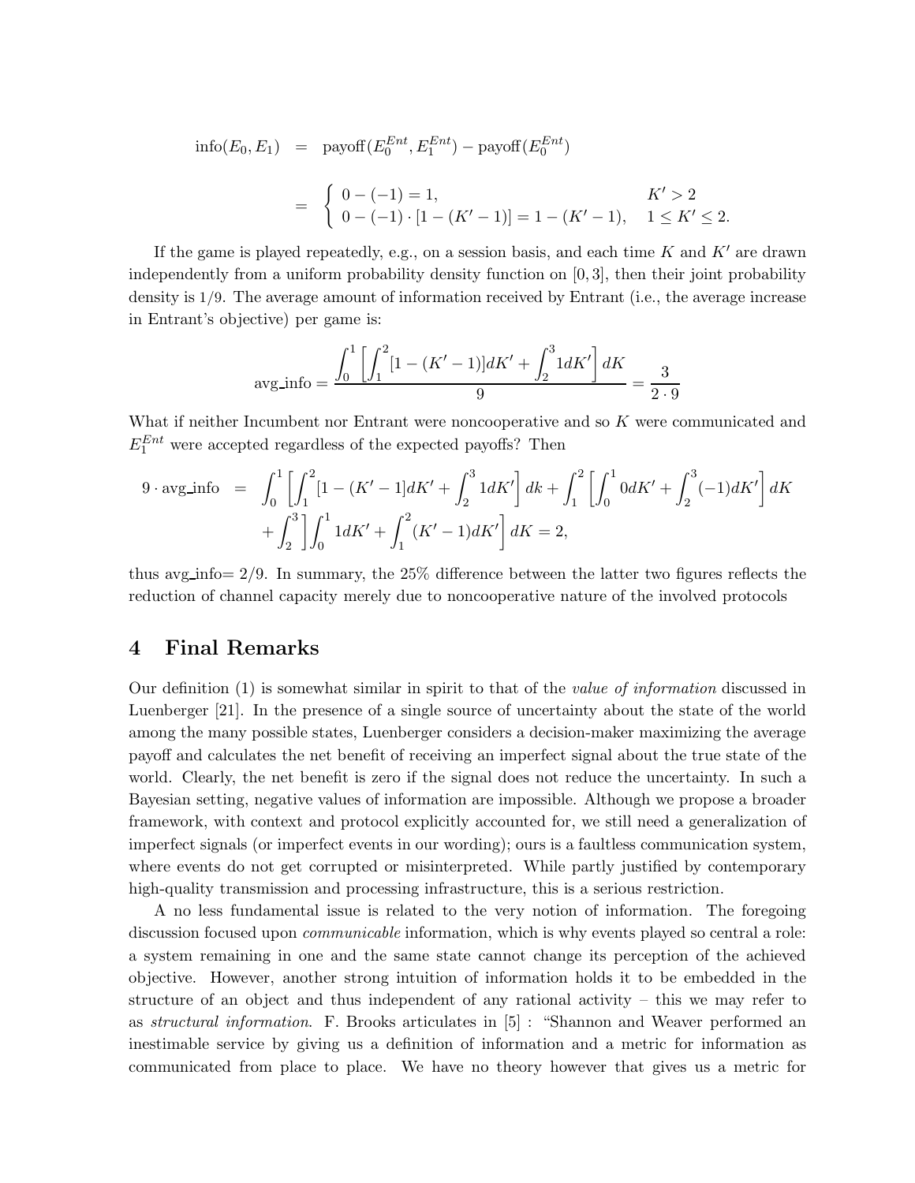$$
\begin{aligned}
\text{info}(E_0, E_1) &= \text{payoff}(E_0^{Ent}, E_1^{Ent}) - \text{payoff}(E_0^{Ent}) \\
&= \begin{cases} 0 - (-1) = 1, & K' > 2 \\ 0 - (-1) \cdot [1 - (K' - 1)] = 1 - (K' - 1), & 1 \le K' \le 2. \end{cases}
\end{aligned}
$$

If the game is played repeatedly, e.g., on a session basis, and each time $K$ and $K'$ are drawn independently from a uniform probability density function on $[0, 3]$, then their joint probability density is $1/9$. The average amount of information received by Entrant (i.e., the average increase in Entrant's objective) per game is:

$$
\text{avg\_info} = \frac{\int_0^1 \left[ \int_1^2 [1 - (K' - 1)] dK' + \int_2^3 1 dK' \right] dK}{9} = \frac{3}{2 \cdot 9}
$$

What if neither Incumbent nor Entrant were noncooperative and so $K$ were communicated and $E_1^{Ent}$ were accepted regardless of the expected payoffs? Then

$$
\begin{aligned}
9 \cdot \text{avg\_info} &= \int_0^1 \left[ \int_1^2 [1 - (K' - 1] dK' + \int_2^3 1 dK' \right] dk + \int_1^2 \left[ \int_0^1 0 dK' + \int_2^3 (-1) dK' \right] dK \\
&\quad + \int_2^3 \Bigg] \int_0^1 1 dK' + \int_1^2 (K' - 1) dK' \Bigg] dK = 2,
\end{aligned}
$$

thus avg_info$= 2/9$. In summary, the 25% difference between the latter two figures reflects the reduction of channel capacity merely due to noncooperative nature of the involved protocols

# 4 Final Remarks

Our definition (1) is somewhat similar in spirit to that of the *value of information* discussed in Luenberger [21]. In the presence of a single source of uncertainty about the state of the world among the many possible states, Luenberger considers a decision-maker maximizing the average payoff and calculates the net benefit of receiving an imperfect signal about the true state of the world. Clearly, the net benefit is zero if the signal does not reduce the uncertainty. In such a Bayesian setting, negative values of information are impossible. Although we propose a broader framework, with context and protocol explicitly accounted for, we still need a generalization of imperfect signals (or imperfect events in our wording); ours is a faultless communication system, where events do not get corrupted or misinterpreted. While partly justified by contemporary high-quality transmission and processing infrastructure, this is a serious restriction.

A no less fundamental issue is related to the very notion of information. The foregoing discussion focused upon *communicable* information, which is why events played so central a role: a system remaining in one and the same state cannot change its perception of the achieved objective. However, another strong intuition of information holds it to be embedded in the structure of an object and thus independent of any rational activity – this we may refer to as *structural information*. F. Brooks articulates in [5] : "Shannon and Weaver performed an inestimable service by giving us a definition of information and a metric for information as communicated from place to place. We have no theory however that gives us a metric for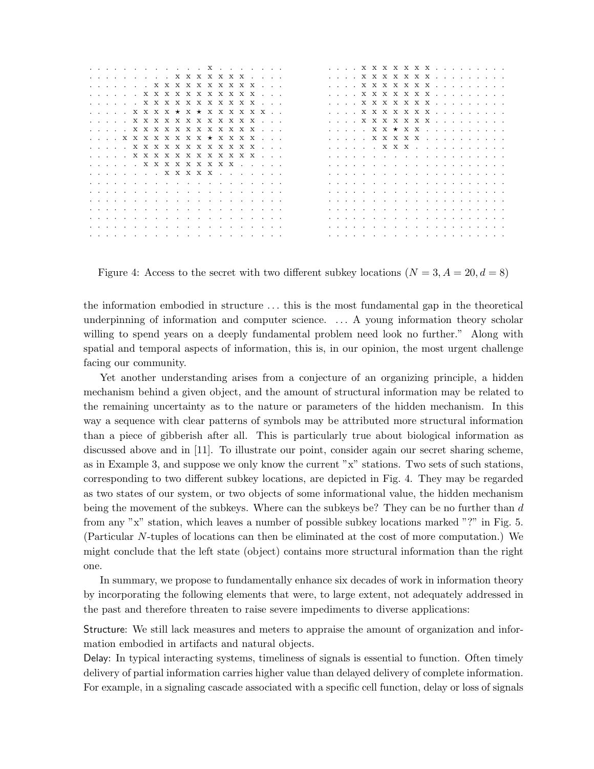```
. . . . . . . . . . . x . . . . . . .
. . . . . . . . x x x x x x x . . . .
. . . . . . x x x x x x x x x x . . .
. . . . . x x x x x x x x x x x . . .
. . . . . x x x x x x x x x x x . . .
. . . . x x x x ★ x ★ x x x x x x . .
. . . . x x x x x x x x x x x x . . .
. . . . x x x x x x x x x x x x . . .
. . . x x x x x x x x x ★ x x x . . .
. . . . x x x x x x x x x x x x . . .
. . . . x x x x x x x x x x x x . . .
. . . . . x x x x x x x x x . . . . .
. . . . . . . x x x x x . . . . . . .
. . . . . . . . . . . . . . . . . . .
. . . . . . . . . . . . . . . . . . .
. . . . . . . . . . . . . . . . . . .
. . . . . . . . . . . . . . . . . . .
. . . . . . . . . . . . . . . . . . .
. . . . . . . . . . . . . . . . . . .
```

```
. . . . x x x x x x x . . . . . . . .
. . . . x x x x x x x . . . . . . . .
. . . . x x x x x x x . . . . . . . .
. . . . x x x x x x x . . . . . . . .
. . . . x x x x x x x . . . . . . . .
. . . . x x x x x x x . . . . . . . .
. . . . x x x x x x x . . . . . . . .
. . . . . x x ★ x x . . . . . . . . .
. . . . . x x x x x . . . . . . . . .
. . . . . . x x x . . . . . . . . . .
. . . . . . . . . . . . . . . . . . .
. . . . . . . . . . . . . . . . . . .
. . . . . . . . . . . . . . . . . . .
. . . . . . . . . . . . . . . . . . .
. . . . . . . . . . . . . . . . . . .
. . . . . . . . . . . . . . . . . . .
. . . . . . . . . . . . . . . . . . .
. . . . . . . . . . . . . . . . . . .
. . . . . . . . . . . . . . . . . . .
```

Figure 4: Access to the secret with two different subkey locations ($N = 3, A = 20, d = 8$)

the information embodied in structure ... this is the most fundamental gap in the theoretical underpinning of information and computer science. ... A young information theory scholar willing to spend years on a deeply fundamental problem need look no further." Along with spatial and temporal aspects of information, this is, in our opinion, the most urgent challenge facing our community.

Yet another understanding arises from a conjecture of an organizing principle, a hidden mechanism behind a given object, and the amount of structural information may be related to the remaining uncertainty as to the nature or parameters of the hidden mechanism. In this way a sequence with clear patterns of symbols may be attributed more structural information than a piece of gibberish after all. This is particularly true about biological information as discussed above and in [11]. To illustrate our point, consider again our secret sharing scheme, as in Example 3, and suppose we only know the current "x" stations. Two sets of such stations, corresponding to two different subkey locations, are depicted in Fig. 4. They may be regarded as two states of our system, or two objects of some informational value, the hidden mechanism being the movement of the subkeys. Where can the subkeys be? They can be no further than $d$ from any "x" station, which leaves a number of possible subkey locations marked "?" in Fig. 5. (Particular $N$-tuples of locations can then be eliminated at the cost of more computation.) We might conclude that the left state (object) contains more structural information than the right one.

In summary, we propose to fundamentally enhance six decades of work in information theory by incorporating the following elements that were, to large extent, not adequately addressed in the past and therefore threaten to raise severe impediments to diverse applications:

Structure: We still lack measures and meters to appraise the amount of organization and information embodied in artifacts and natural objects.

Delay: In typical interacting systems, timeliness of signals is essential to function. Often timely delivery of partial information carries higher value than delayed delivery of complete information. For example, in a signaling cascade associated with a specific cell function, delay or loss of signals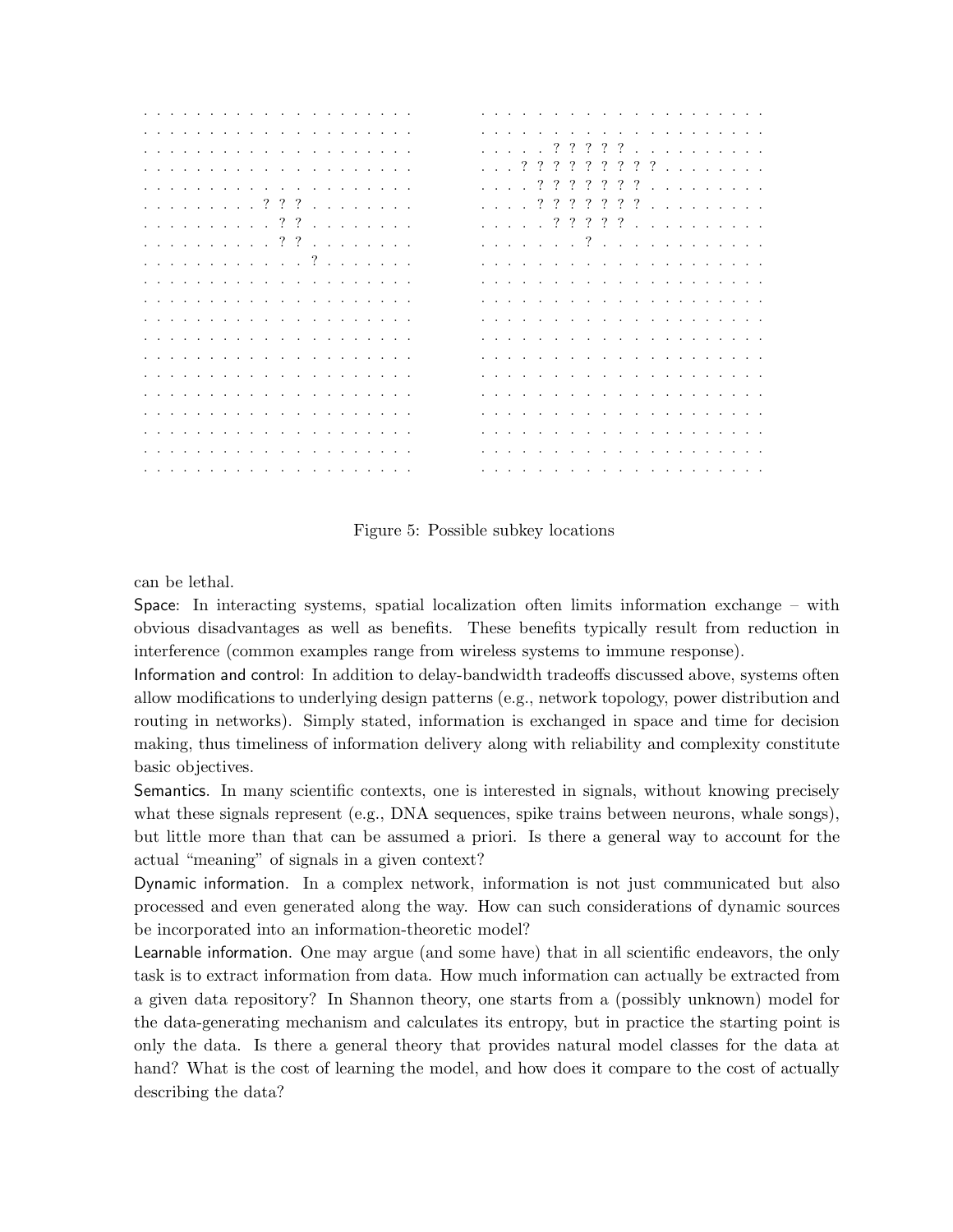```
. . . . . . . . . . . . . . . . . .
. . . . . . . . . . . . . . . . . .
. . . . . . . . . . . . . . . . . .
. . . . . . . . . . . . . . . . . .
. . . . . . . . . . . . . . . . . .
. . . . . . . . ? ? ? . . . . . . .
. . . . . . . . . ? ? . . . . . . .
. . . . . . . . . ? ? . . . . . . .
. . . . . . . . . . . ? . . . . . .
. . . . . . . . . . . . . . . . . .
. . . . . . . . . . . . . . . . . .
. . . . . . . . . . . . . . . . . .
. . . . . . . . . . . . . . . . . .
. . . . . . . . . . . . . . . . . .
. . . . . . . . . . . . . . . . . .
. . . . . . . . . . . . . . . . . .
. . . . . . . . . . . . . . . . . .
. . . . . . . . . . . . . . . . . .
. . . . . . . . . . . . . . . . . .
. . . . . . . . . . . . . . . . . .
```

```
. . . . . . . . . . . . . . . . . . .
. . . . . . . . . . . . . . . . . . .
. . . . . ? ? ? ? ? . . . . . . . . .
. . . ? ? ? ? ? ? ? ? ? . . . . . . .
. . . . ? ? ? ? ? ? ? . . . . . . . .
. . . . ? ? ? ? ? ? ? . . . . . . . .
. . . . . ? ? ? ? ? . . . . . . . . .
. . . . . . . ? . . . . . . . . . . .
. . . . . . . . . . . . . . . . . . .
. . . . . . . . . . . . . . . . . . .
. . . . . . . . . . . . . . . . . . .
. . . . . . . . . . . . . . . . . . .
. . . . . . . . . . . . . . . . . . .
. . . . . . . . . . . . . . . . . . .
. . . . . . . . . . . . . . . . . . .
. . . . . . . . . . . . . . . . . . .
. . . . . . . . . . . . . . . . . . .
. . . . . . . . . . . . . . . . . . .
. . . . . . . . . . . . . . . . . . .
. . . . . . . . . . . . . . . . . . .
```

Figure 5: Possible subkey locations

can be lethal.

Space: In interacting systems, spatial localization often limits information exchange – with obvious disadvantages as well as benefits. These benefits typically result from reduction in interference (common examples range from wireless systems to immune response).

Information and control: In addition to delay-bandwidth tradeoffs discussed above, systems often allow modifications to underlying design patterns (e.g., network topology, power distribution and routing in networks). Simply stated, information is exchanged in space and time for decision making, thus timeliness of information delivery along with reliability and complexity constitute basic objectives.

Semantics. In many scientific contexts, one is interested in signals, without knowing precisely what these signals represent (e.g., DNA sequences, spike trains between neurons, whale songs), but little more than that can be assumed a priori. Is there a general way to account for the actual "meaning" of signals in a given context?

Dynamic information. In a complex network, information is not just communicated but also processed and even generated along the way. How can such considerations of dynamic sources be incorporated into an information-theoretic model?

Learnable information. One may argue (and some have) that in all scientific endeavors, the only task is to extract information from data. How much information can actually be extracted from a given data repository? In Shannon theory, one starts from a (possibly unknown) model for the data-generating mechanism and calculates its entropy, but in practice the starting point is only the data. Is there a general theory that provides natural model classes for the data at hand? What is the cost of learning the model, and how does it compare to the cost of actually describing the data?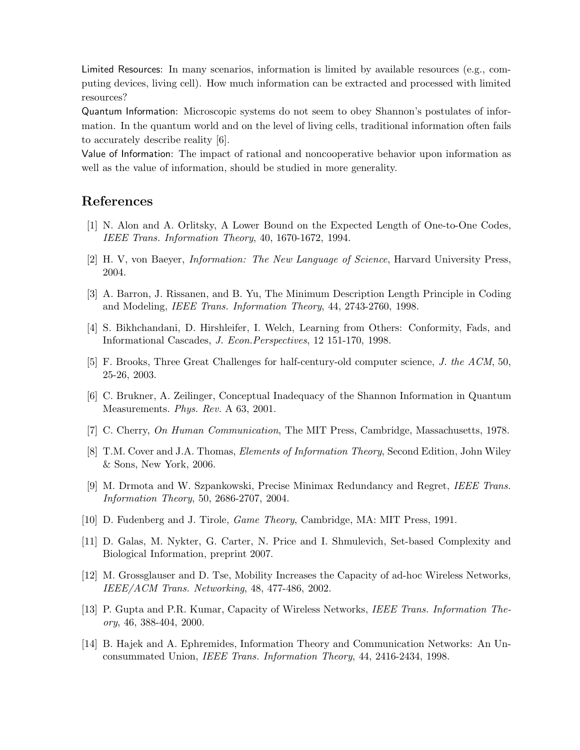Limited Resources: In many scenarios, information is limited by available resources (e.g., computing devices, living cell). How much information can be extracted and processed with limited resources?

Quantum Information: Microscopic systems do not seem to obey Shannon's postulates of information. In the quantum world and on the level of living cells, traditional information often fails to accurately describe reality [6].

Value of Information: The impact of rational and noncooperative behavior upon information as well as the value of information, should be studied in more generality.

## References

[1] N. Alon and A. Orlitsky, A Lower Bound on the Expected Length of One-to-One Codes, *IEEE Trans. Information Theory*, 40, 1670-1672, 1994.

[2] H. V, von Baeyer, *Information: The New Language of Science*, Harvard University Press, 2004.

[3] A. Barron, J. Rissanen, and B. Yu, The Minimum Description Length Principle in Coding and Modeling, *IEEE Trans. Information Theory*, 44, 2743-2760, 1998.

[4] S. Bikhchandani, D. Hirshleifer, I. Welch, Learning from Others: Conformity, Fads, and Informational Cascades, *J. Econ.Perspectives*, 12 151-170, 1998.

[5] F. Brooks, Three Great Challenges for half-century-old computer science, *J. the ACM*, 50, 25-26, 2003.

[6] C. Brukner, A. Zeilinger, Conceptual Inadequacy of the Shannon Information in Quantum Measurements. *Phys. Rev.* A 63, 2001.

[7] C. Cherry, *On Human Communication*, The MIT Press, Cambridge, Massachusetts, 1978.

[8] T.M. Cover and J.A. Thomas, *Elements of Information Theory*, Second Edition, John Wiley & Sons, New York, 2006.

[9] M. Drmota and W. Szpankowski, Precise Minimax Redundancy and Regret, *IEEE Trans. Information Theory*, 50, 2686-2707, 2004.

[10] D. Fudenberg and J. Tirole, *Game Theory*, Cambridge, MA: MIT Press, 1991.

[11] D. Galas, M. Nykter, G. Carter, N. Price and I. Shmulevich, Set-based Complexity and Biological Information, preprint 2007.

[12] M. Grossglauser and D. Tse, Mobility Increases the Capacity of ad-hoc Wireless Networks, *IEEE/ACM Trans. Networking*, 48, 477-486, 2002.

[13] P. Gupta and P.R. Kumar, Capacity of Wireless Networks, *IEEE Trans. Information Theory*, 46, 388-404, 2000.

[14] B. Hajek and A. Ephremides, Information Theory and Communication Networks: An Unconsummated Union, *IEEE Trans. Information Theory*, 44, 2416-2434, 1998.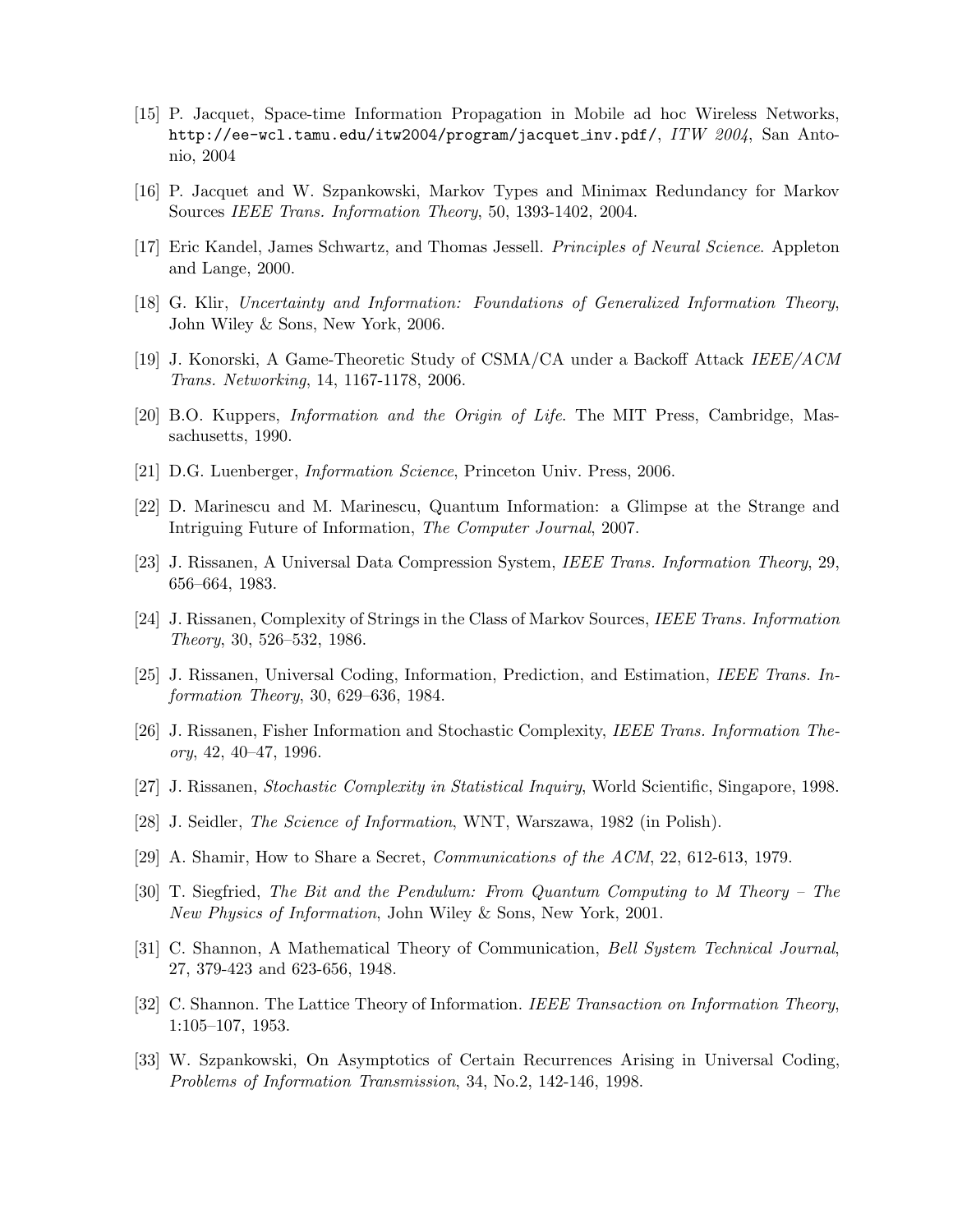[15] P. Jacquet, Space-time Information Propagation in Mobile ad hoc Wireless Networks, http://ee-wcl.tamu.edu/itw2004/program/jacquet_inv.pdf/, *ITW 2004*, San Antonio, 2004

[16] P. Jacquet and W. Szpankowski, Markov Types and Minimax Redundancy for Markov Sources *IEEE Trans. Information Theory*, 50, 1393-1402, 2004.

[17] Eric Kandel, James Schwartz, and Thomas Jessell. *Principles of Neural Science*. Appleton and Lange, 2000.

[18] G. Klir, *Uncertainty and Information: Foundations of Generalized Information Theory*, John Wiley & Sons, New York, 2006.

[19] J. Konorski, A Game-Theoretic Study of CSMA/CA under a Backoff Attack *IEEE/ACM Trans. Networking*, 14, 1167-1178, 2006.

[20] B.O. Kuppers, *Information and the Origin of Life*. The MIT Press, Cambridge, Massachusetts, 1990.

[21] D.G. Luenberger, *Information Science*, Princeton Univ. Press, 2006.

[22] D. Marinescu and M. Marinescu, Quantum Information: a Glimpse at the Strange and Intriguing Future of Information, *The Computer Journal*, 2007.

[23] J. Rissanen, A Universal Data Compression System, *IEEE Trans. Information Theory*, 29, 656–664, 1983.

[24] J. Rissanen, Complexity of Strings in the Class of Markov Sources, *IEEE Trans. Information Theory*, 30, 526–532, 1986.

[25] J. Rissanen, Universal Coding, Information, Prediction, and Estimation, *IEEE Trans. Information Theory*, 30, 629–636, 1984.

[26] J. Rissanen, Fisher Information and Stochastic Complexity, *IEEE Trans. Information Theory*, 42, 40–47, 1996.

[27] J. Rissanen, *Stochastic Complexity in Statistical Inquiry*, World Scientific, Singapore, 1998.

[28] J. Seidler, *The Science of Information*, WNT, Warszawa, 1982 (in Polish).

[29] A. Shamir, How to Share a Secret, *Communications of the ACM*, 22, 612-613, 1979.

[30] T. Siegfried, *The Bit and the Pendulum: From Quantum Computing to M Theory – The New Physics of Information*, John Wiley & Sons, New York, 2001.

[31] C. Shannon, A Mathematical Theory of Communication, *Bell System Technical Journal*, 27, 379-423 and 623-656, 1948.

[32] C. Shannon. The Lattice Theory of Information. *IEEE Transaction on Information Theory*, 1:105–107, 1953.

[33] W. Szpankowski, On Asymptotics of Certain Recurrences Arising in Universal Coding, *Problems of Information Transmission*, 34, No.2, 142-146, 1998.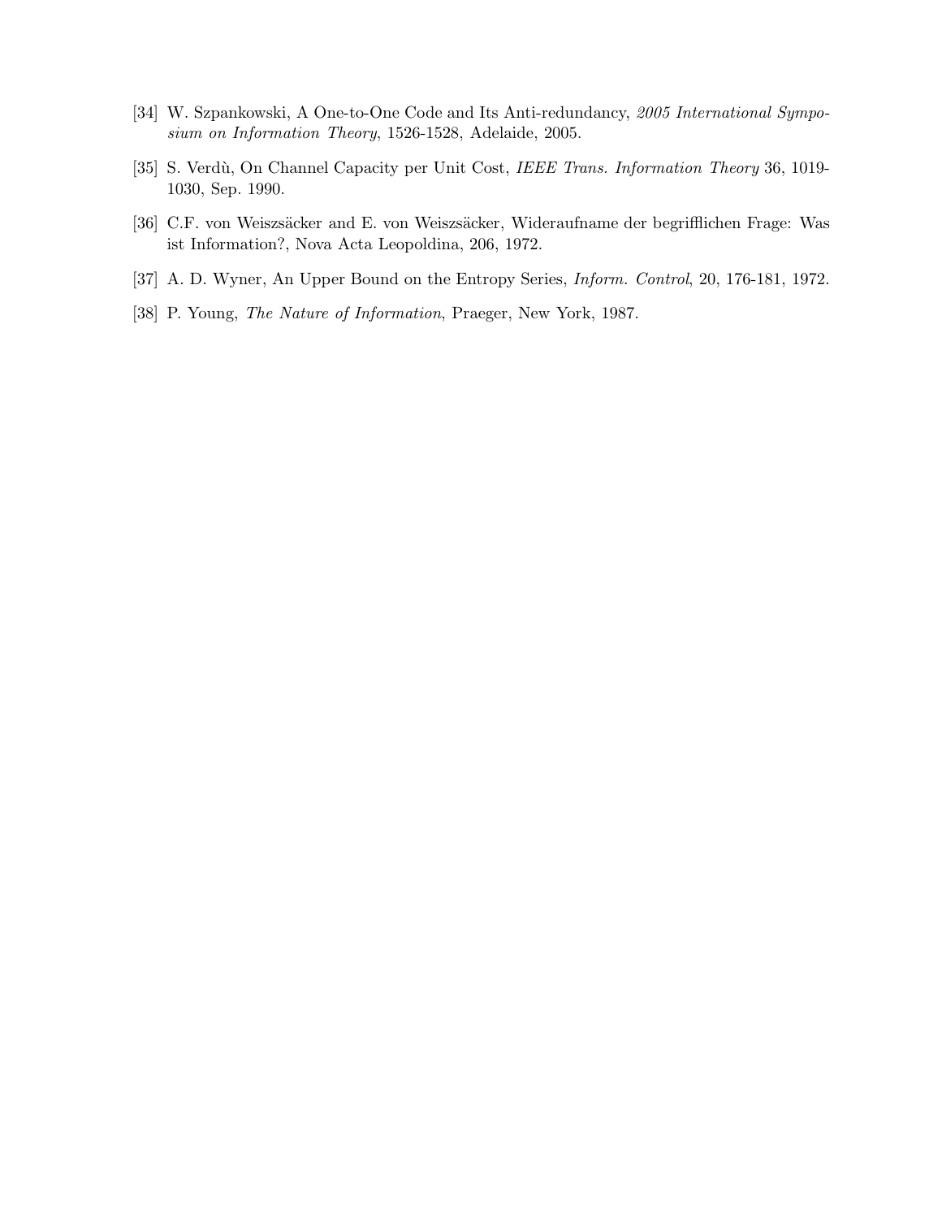[34] W. Szpankowski, A One-to-One Code and Its Anti-redundancy, *2005 International Symposium on Information Theory*, 1526-1528, Adelaide, 2005.

[35] S. Verdù, On Channel Capacity per Unit Cost, *IEEE Trans. Information Theory* 36, 1019-1030, Sep. 1990.

[36] C.F. von Weiszsäcker and E. von Weiszsäcker, Wideraufname der begrifflichen Frage: Was ist Information?, Nova Acta Leopoldina, 206, 1972.

[37] A. D. Wyner, An Upper Bound on the Entropy Series, *Inform. Control*, 20, 176-181, 1972.

[38] P. Young, *The Nature of Information*, Praeger, New York, 1987.